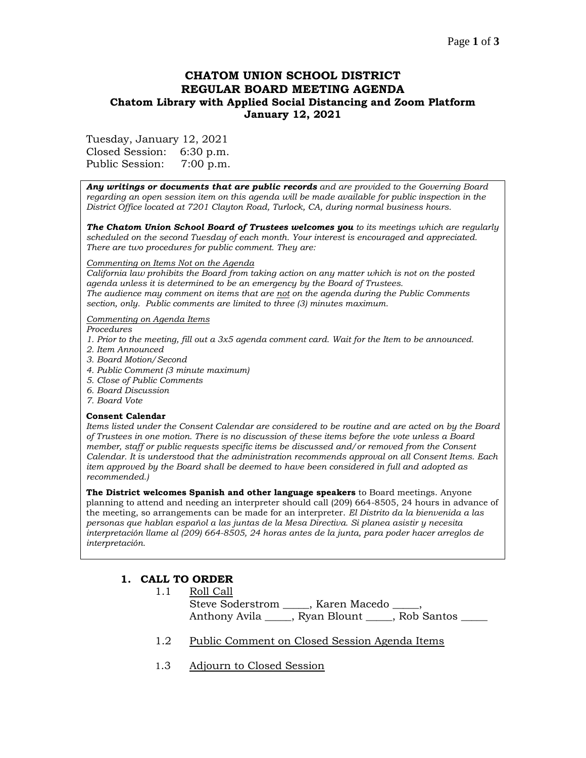# CHATOM UNION SCHOOL DISTRICT
## REGULAR BOARD MEETING AGENDA
### Chatom Library with Applied Social Distancing and Zoom Platform
### January 12, 2021

Tuesday, January 12, 2021
Closed Session: 6:30 p.m.
Public Session: 7:00 p.m.

***Any writings or documents that are public records*** *and are provided to the Governing Board regarding an open session item on this agenda will be made available for public inspection in the District Office located at 7201 Clayton Road, Turlock, CA, during normal business hours.*

***The Chatom Union School Board of Trustees welcomes you*** *to its meetings which are regularly scheduled on the second Tuesday of each month. Your interest is encouraged and appreciated. There are two procedures for public comment. They are:*

*Commenting on Items Not on the Agenda*
*California law prohibits the Board from taking action on any matter which is not on the posted agenda unless it is determined to be an emergency by the Board of Trustees.*
*The audience may comment on items that are not on the agenda during the Public Comments section, only. Public comments are limited to three (3) minutes maximum.*

*Commenting on Agenda Items*
*Procedures*
*1. Prior to the meeting, fill out a 3x5 agenda comment card. Wait for the Item to be announced.*
*2. Item Announced*
*3. Board Motion/Second*
*4. Public Comment (3 minute maximum)*
*5. Close of Public Comments*
*6. Board Discussion*
*7. Board Vote*

**Consent Calendar**
*Items listed under the Consent Calendar are considered to be routine and are acted on by the Board of Trustees in one motion. There is no discussion of these items before the vote unless a Board member, staff or public requests specific items be discussed and/or removed from the Consent Calendar. It is understood that the administration recommends approval on all Consent Items. Each item approved by the Board shall be deemed to have been considered in full and adopted as recommended.)*

**The District welcomes Spanish and other language speakers** to Board meetings. Anyone planning to attend and needing an interpreter should call (209) 664-8505, 24 hours in advance of the meeting, so arrangements can be made for an interpreter. *El Distrito da la bienvenida a las personas que hablan español a las juntas de la Mesa Directiva. Si planea asistir y necesita interpretación llame al (209) 664-8505, 24 horas antes de la junta, para poder hacer arreglos de interpretación.*

## 1. CALL TO ORDER

1.1 Roll Call
Steve Soderstrom _____, Karen Macedo _____,
Anthony Avila _____, Ryan Blount _____, Rob Santos _____

1.2 Public Comment on Closed Session Agenda Items

1.3 Adjourn to Closed Session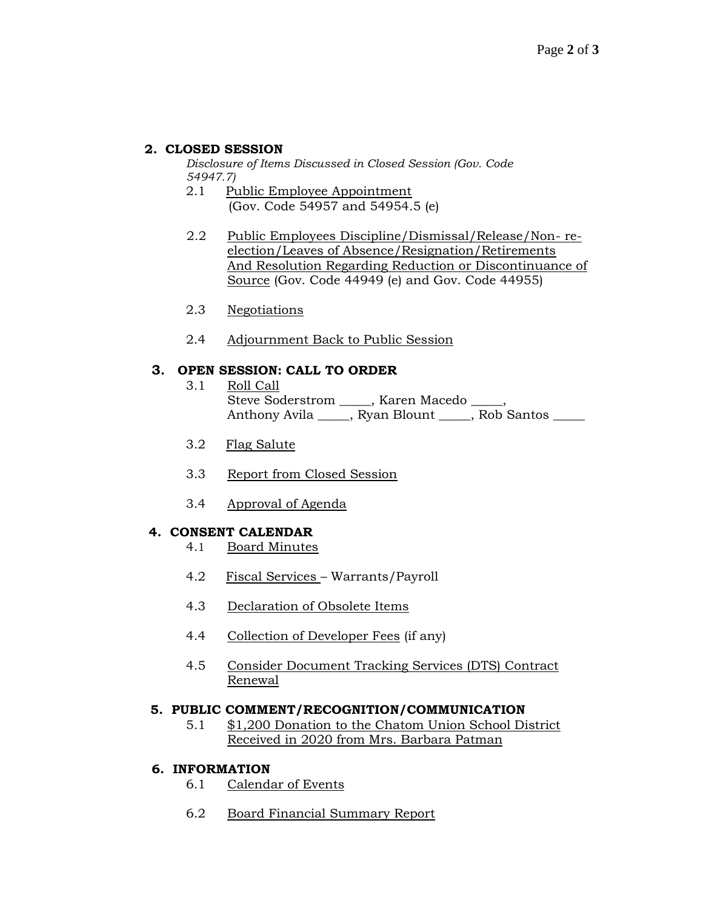## 2. CLOSED SESSION

*Disclosure of Items Discussed in Closed Session (Gov. Code 54947.7)*

2.1 Public Employee Appointment
(Gov. Code 54957 and 54954.5 (e)

2.2 Public Employees Discipline/Dismissal/Release/Non- re-election/Leaves of Absence/Resignation/Retirements And Resolution Regarding Reduction or Discontinuance of Source (Gov. Code 44949 (e) and Gov. Code 44955)

2.3 Negotiations

2.4 Adjournment Back to Public Session

## 3. OPEN SESSION: CALL TO ORDER

3.1 Roll Call
Steve Soderstrom _____, Karen Macedo _____,
Anthony Avila _____, Ryan Blount _____, Rob Santos _____

3.2 Flag Salute

3.3 Report from Closed Session

3.4 Approval of Agenda

## 4. CONSENT CALENDAR

4.1 Board Minutes

4.2 Fiscal Services – Warrants/Payroll

4.3 Declaration of Obsolete Items

4.4 Collection of Developer Fees (if any)

4.5 Consider Document Tracking Services (DTS) Contract Renewal

## 5. PUBLIC COMMENT/RECOGNITION/COMMUNICATION

5.1 $1,200 Donation to the Chatom Union School District Received in 2020 from Mrs. Barbara Patman

## 6. INFORMATION

6.1 Calendar of Events

6.2 Board Financial Summary Report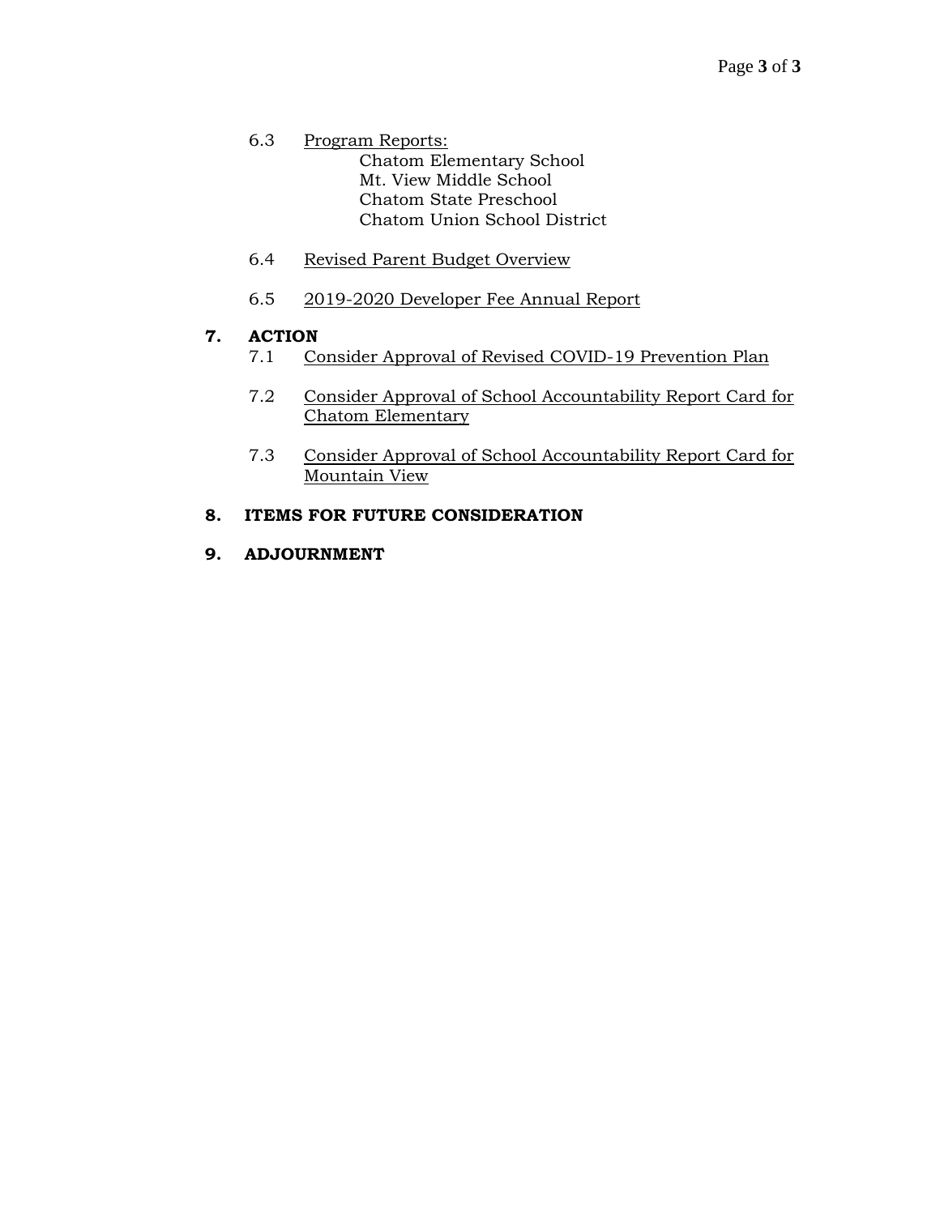6.3 Program Reports:
   - Chatom Elementary School
   - Mt. View Middle School
   - Chatom State Preschool
   - Chatom Union School District

6.4 Revised Parent Budget Overview

6.5 2019-2020 Developer Fee Annual Report

**7. ACTION**

7.1 Consider Approval of Revised COVID-19 Prevention Plan

7.2 Consider Approval of School Accountability Report Card for Chatom Elementary

7.3 Consider Approval of School Accountability Report Card for Mountain View

**8. ITEMS FOR FUTURE CONSIDERATION**

**9. ADJOURNMENT**